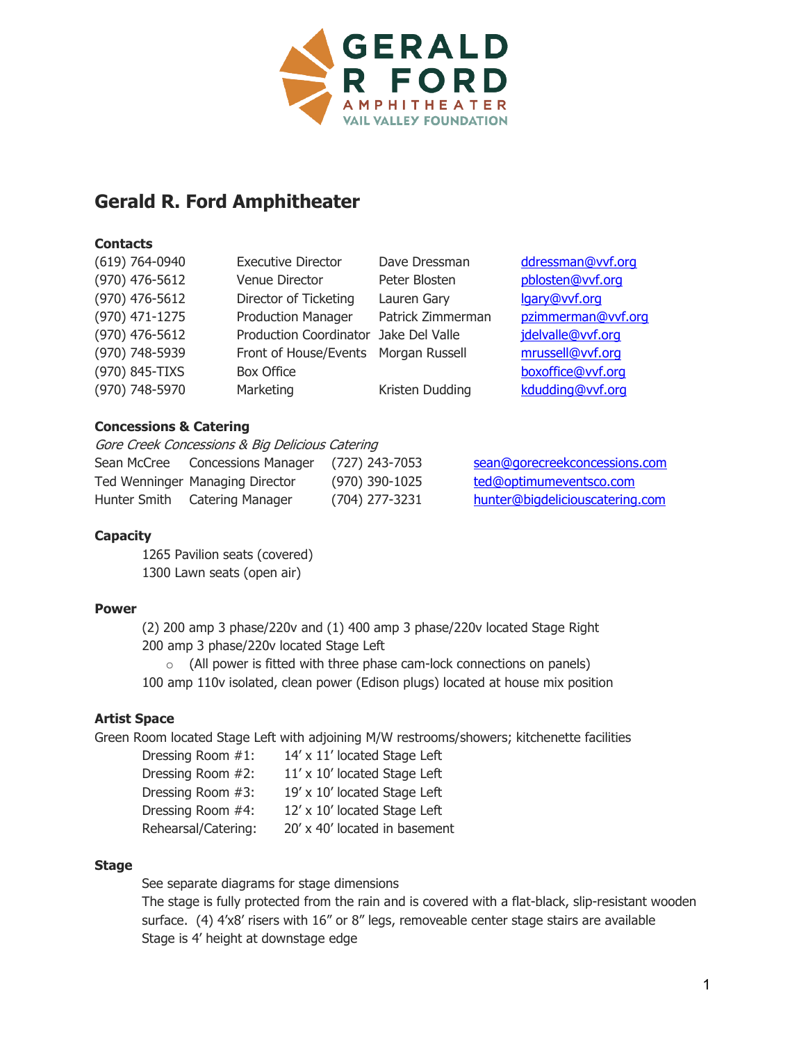# Gerald R. Ford Amphitheater

### Contacts

| | | | |
|---|---|---|---|
| (619) 764-0940 | Executive Director | Dave Dressman | ddressman@vvf.org |
| (970) 476-5612 | Venue Director | Peter Blosten | pblosten@vvf.org |
| (970) 476-5612 | Director of Ticketing | Lauren Gary | lgary@vvf.org |
| (970) 471-1275 | Production Manager | Patrick Zimmerman | pzimmerman@vvf.org |
| (970) 476-5612 | Production Coordinator | Jake Del Valle | jdelvalle@vvf.org |
| (970) 748-5939 | Front of House/Events | Morgan Russell | mrussell@vvf.org |
| (970) 845-TIXS | Box Office | | boxoffice@vvf.org |
| (970) 748-5970 | Marketing | Kristen Dudding | kdudding@vvf.org |

### Concessions & Catering

*Gore Creek Concessions & Big Delicious Catering*

| | | | |
|---|---|---|---|
| Sean McCree | Concessions Manager | (727) 243-7053 | sean@gorecreekconcessions.com |
| Ted Wenninger | Managing Director | (970) 390-1025 | ted@optimumeventsco.com |
| Hunter Smith | Catering Manager | (704) 277-3231 | hunter@bigdeliciouscatering.com |

### Capacity

1265 Pavilion seats (covered)
1300 Lawn seats (open air)

### Power

(2) 200 amp 3 phase/220v and (1) 400 amp 3 phase/220v located Stage Right
200 amp 3 phase/220v located Stage Left

- (All power is fitted with three phase cam-lock connections on panels)

100 amp 110v isolated, clean power (Edison plugs) located at house mix position

### Artist Space

Green Room located Stage Left with adjoining M/W restrooms/showers; kitchenette facilities

| | |
|---|---|
| Dressing Room #1: | 14' x 11' located Stage Left |
| Dressing Room #2: | 11' x 10' located Stage Left |
| Dressing Room #3: | 19' x 10' located Stage Left |
| Dressing Room #4: | 12' x 10' located Stage Left |
| Rehearsal/Catering: | 20' x 40' located in basement |

### Stage

See separate diagrams for stage dimensions

The stage is fully protected from the rain and is covered with a flat-black, slip-resistant wooden surface. (4) 4'x8' risers with 16" or 8" legs, removeable center stage stairs are available

Stage is 4' height at downstage edge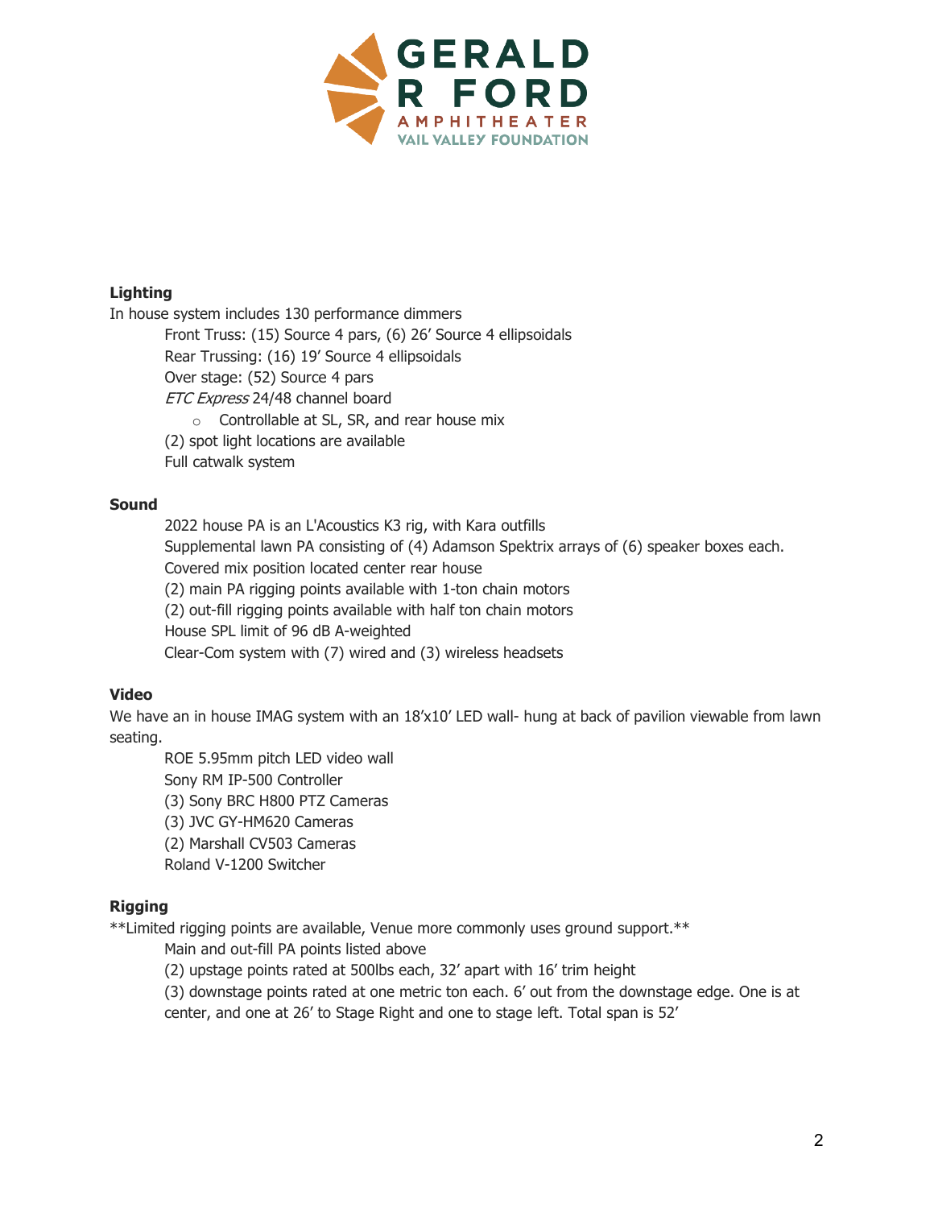## Lighting

In house system includes 130 performance dimmers

- Front Truss: (15) Source 4 pars, (6) 26' Source 4 ellipsoidals
- Rear Trussing: (16) 19' Source 4 ellipsoidals
- Over stage: (52) Source 4 pars
- *ETC Express* 24/48 channel board
  - Controllable at SL, SR, and rear house mix
- (2) spot light locations are available
- Full catwalk system

## Sound

- 2022 house PA is an L'Acoustics K3 rig, with Kara outfills
- Supplemental lawn PA consisting of (4) Adamson Spektrix arrays of (6) speaker boxes each.
- Covered mix position located center rear house
- (2) main PA rigging points available with 1-ton chain motors
- (2) out-fill rigging points available with half ton chain motors
- House SPL limit of 96 dB A-weighted
- Clear-Com system with (7) wired and (3) wireless headsets

## Video

We have an in house IMAG system with an 18'x10' LED wall- hung at back of pavilion viewable from lawn seating.

- ROE 5.95mm pitch LED video wall
- Sony RM IP-500 Controller
- (3) Sony BRC H800 PTZ Cameras
- (3) JVC GY-HM620 Cameras
- (2) Marshall CV503 Cameras
- Roland V-1200 Switcher

## Rigging

**Limited rigging points are available, Venue more commonly uses ground support.**

- Main and out-fill PA points listed above
- (2) upstage points rated at 500lbs each, 32' apart with 16' trim height
- (3) downstage points rated at one metric ton each. 6' out from the downstage edge. One is at center, and one at 26' to Stage Right and one to stage left. Total span is 52'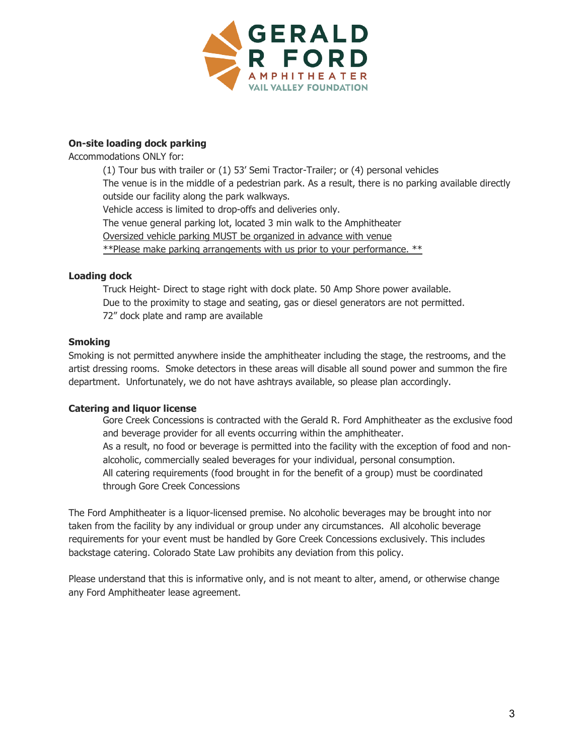**On-site loading dock parking**

Accommodations ONLY for:

(1) Tour bus with trailer or (1) 53' Semi Tractor-Trailer; or (4) personal vehicles
The venue is in the middle of a pedestrian park. As a result, there is no parking available directly outside our facility along the park walkways.
Vehicle access is limited to drop-offs and deliveries only.
The venue general parking lot, located 3 min walk to the Amphitheater
Oversized vehicle parking MUST be organized in advance with venue
**Please make parking arrangements with us prior to your performance. **

**Loading dock**

Truck Height- Direct to stage right with dock plate. 50 Amp Shore power available.
Due to the proximity to stage and seating, gas or diesel generators are not permitted.
72" dock plate and ramp are available

**Smoking**

Smoking is not permitted anywhere inside the amphitheater including the stage, the restrooms, and the artist dressing rooms. Smoke detectors in these areas will disable all sound power and summon the fire department. Unfortunately, we do not have ashtrays available, so please plan accordingly.

**Catering and liquor license**

Gore Creek Concessions is contracted with the Gerald R. Ford Amphitheater as the exclusive food and beverage provider for all events occurring within the amphitheater.
As a result, no food or beverage is permitted into the facility with the exception of food and non-alcoholic, commercially sealed beverages for your individual, personal consumption.
All catering requirements (food brought in for the benefit of a group) must be coordinated through Gore Creek Concessions

The Ford Amphitheater is a liquor-licensed premise. No alcoholic beverages may be brought into nor taken from the facility by any individual or group under any circumstances. All alcoholic beverage requirements for your event must be handled by Gore Creek Concessions exclusively. This includes backstage catering. Colorado State Law prohibits any deviation from this policy.

Please understand that this is informative only, and is not meant to alter, amend, or otherwise change any Ford Amphitheater lease agreement.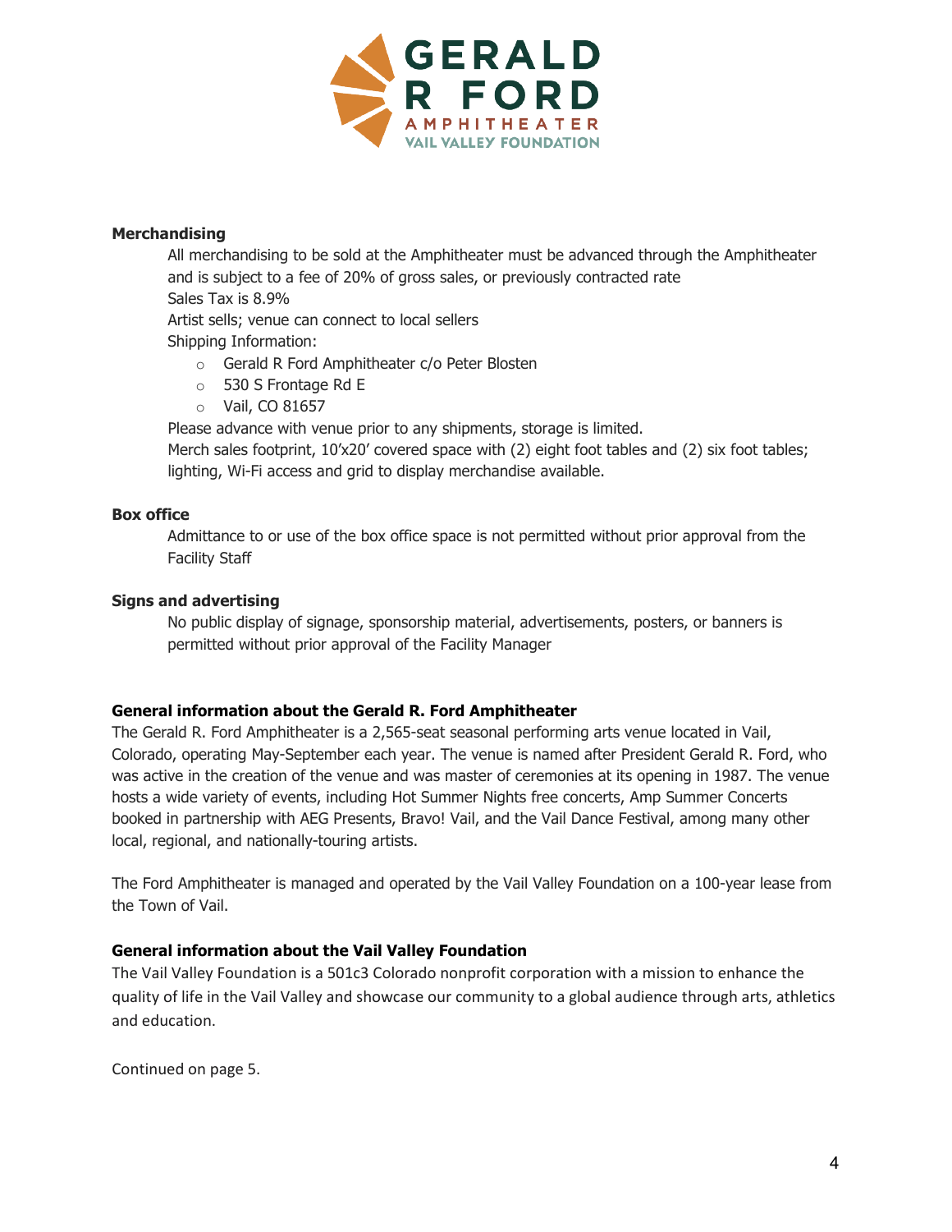**Merchandising**

All merchandising to be sold at the Amphitheater must be advanced through the Amphitheater and is subject to a fee of 20% of gross sales, or previously contracted rate

Sales Tax is 8.9%

Artist sells; venue can connect to local sellers

Shipping Information:

- Gerald R Ford Amphitheater c/o Peter Blosten
- 530 S Frontage Rd E
- Vail, CO 81657

Please advance with venue prior to any shipments, storage is limited.

Merch sales footprint, 10'x20' covered space with (2) eight foot tables and (2) six foot tables; lighting, Wi-Fi access and grid to display merchandise available.

**Box office**

Admittance to or use of the box office space is not permitted without prior approval from the Facility Staff

**Signs and advertising**

No public display of signage, sponsorship material, advertisements, posters, or banners is permitted without prior approval of the Facility Manager

**General information about the Gerald R. Ford Amphitheater**

The Gerald R. Ford Amphitheater is a 2,565-seat seasonal performing arts venue located in Vail, Colorado, operating May-September each year. The venue is named after President Gerald R. Ford, who was active in the creation of the venue and was master of ceremonies at its opening in 1987. The venue hosts a wide variety of events, including Hot Summer Nights free concerts, Amp Summer Concerts booked in partnership with AEG Presents, Bravo! Vail, and the Vail Dance Festival, among many other local, regional, and nationally-touring artists.

The Ford Amphitheater is managed and operated by the Vail Valley Foundation on a 100-year lease from the Town of Vail.

**General information about the Vail Valley Foundation**

The Vail Valley Foundation is a 501c3 Colorado nonprofit corporation with a mission to enhance the quality of life in the Vail Valley and showcase our community to a global audience through arts, athletics and education.

Continued on page 5.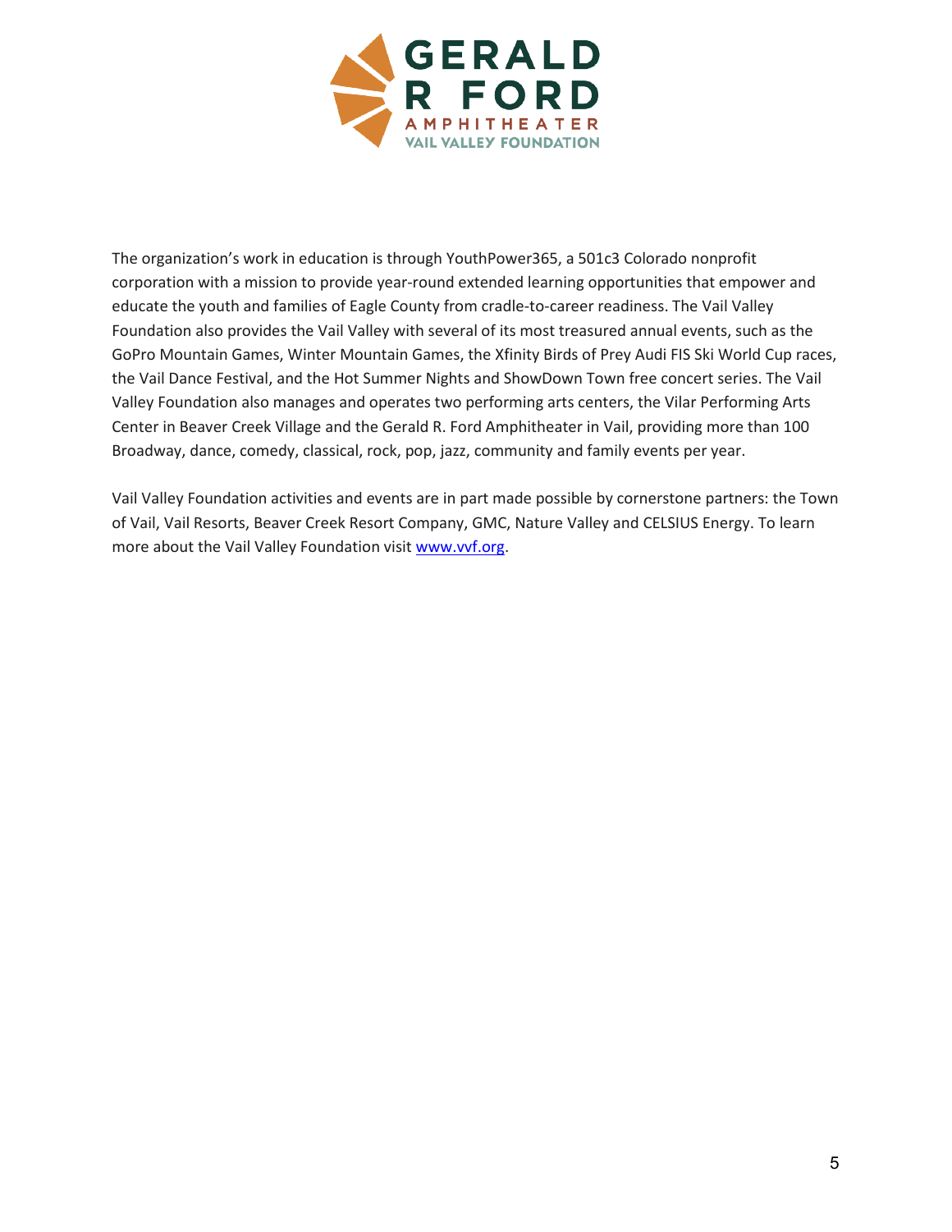The organization's work in education is through YouthPower365, a 501c3 Colorado nonprofit corporation with a mission to provide year-round extended learning opportunities that empower and educate the youth and families of Eagle County from cradle-to-career readiness. The Vail Valley Foundation also provides the Vail Valley with several of its most treasured annual events, such as the GoPro Mountain Games, Winter Mountain Games, the Xfinity Birds of Prey Audi FIS Ski World Cup races, the Vail Dance Festival, and the Hot Summer Nights and ShowDown Town free concert series. The Vail Valley Foundation also manages and operates two performing arts centers, the Vilar Performing Arts Center in Beaver Creek Village and the Gerald R. Ford Amphitheater in Vail, providing more than 100 Broadway, dance, comedy, classical, rock, pop, jazz, community and family events per year.

Vail Valley Foundation activities and events are in part made possible by cornerstone partners: the Town of Vail, Vail Resorts, Beaver Creek Resort Company, GMC, Nature Valley and CELSIUS Energy. To learn more about the Vail Valley Foundation visit [www.vvf.org](http://www.vvf.org).